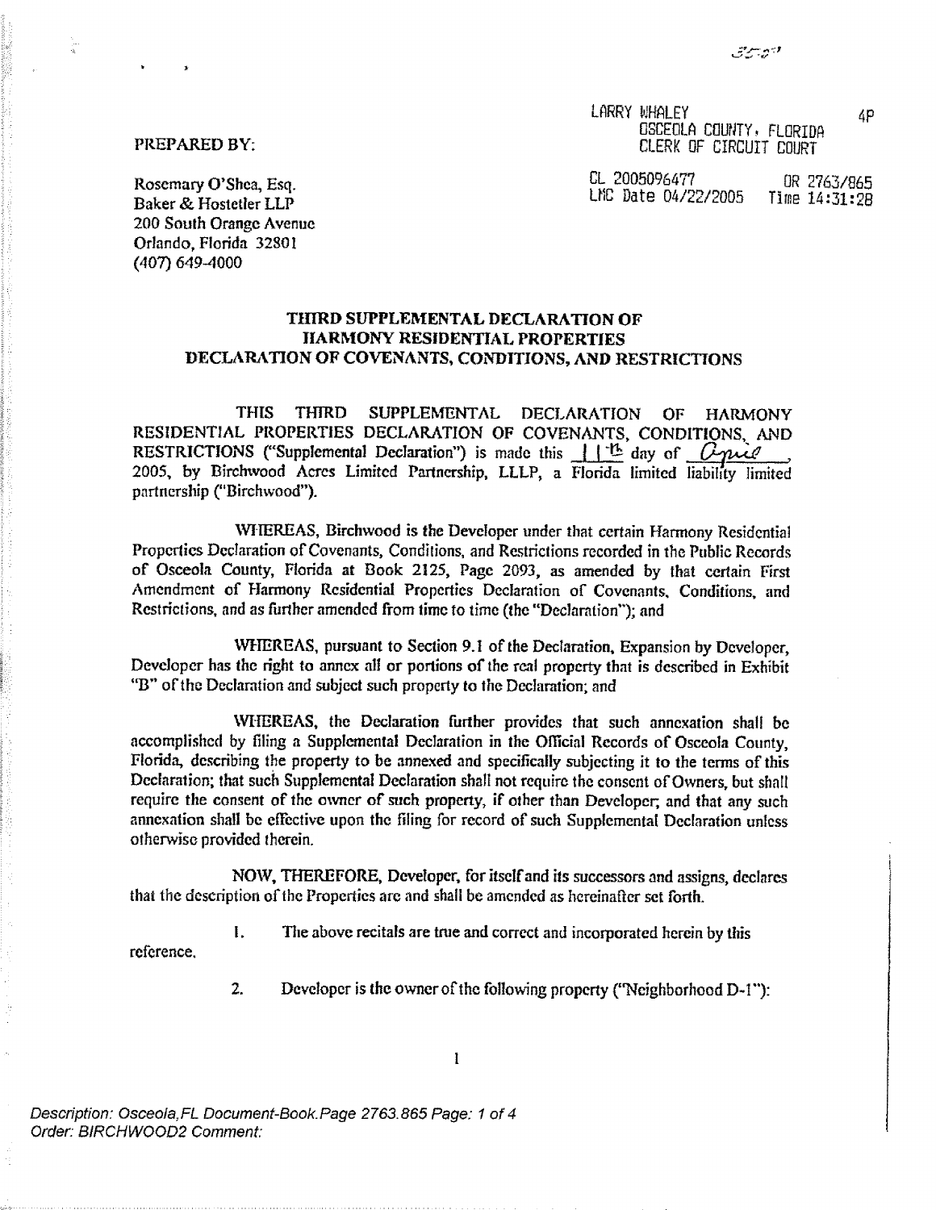LARRY WHALEY
OSCEOLA COUNTY, FLORIDA
CLERK OF CIRCUIT COURT

4P

CL 2005096477 OR 2763/865
LMC Date 04/22/2005 Time 14:31:28

PREPARED BY:

Rosemary O'Shea, Esq.
Baker & Hostetler LLP
200 South Orange Avenue
Orlando, Florida 32801
(407) 649-4000

**THIRD SUPPLEMENTAL DECLARATION OF HARMONY RESIDENTIAL PROPERTIES DECLARATION OF COVENANTS, CONDITIONS, AND RESTRICTIONS**

THIS THIRD SUPPLEMENTAL DECLARATION OF HARMONY RESIDENTIAL PROPERTIES DECLARATION OF COVENANTS, CONDITIONS, AND RESTRICTIONS ("Supplemental Declaration") is made this 11th day of April, 2005, by Birchwood Acres Limited Partnership, LLLP, a Florida limited liability limited partnership ("Birchwood").

WHEREAS, Birchwood is the Developer under that certain Harmony Residential Properties Declaration of Covenants, Conditions, and Restrictions recorded in the Public Records of Osceola County, Florida at Book 2125, Page 2093, as amended by that certain First Amendment of Harmony Residential Properties Declaration of Covenants, Conditions, and Restrictions, and as further amended from time to time (the "Declaration"); and

WHEREAS, pursuant to Section 9.1 of the Declaration, Expansion by Developer, Developer has the right to annex all or portions of the real property that is described in Exhibit "B" of the Declaration and subject such property to the Declaration; and

WHEREAS, the Declaration further provides that such annexation shall be accomplished by filing a Supplemental Declaration in the Official Records of Osceola County, Florida, describing the property to be annexed and specifically subjecting it to the terms of this Declaration; that such Supplemental Declaration shall not require the consent of Owners, but shall require the consent of the owner of such property, if other than Developer; and that any such annexation shall be effective upon the filing for record of such Supplemental Declaration unless otherwise provided therein.

NOW, THEREFORE, Developer, for itself and its successors and assigns, declares that the description of the Properties are and shall be amended as hereinafter set forth.

1. The above recitals are true and correct and incorporated herein by this reference.

2. Developer is the owner of the following property ("Neighborhood D-1"):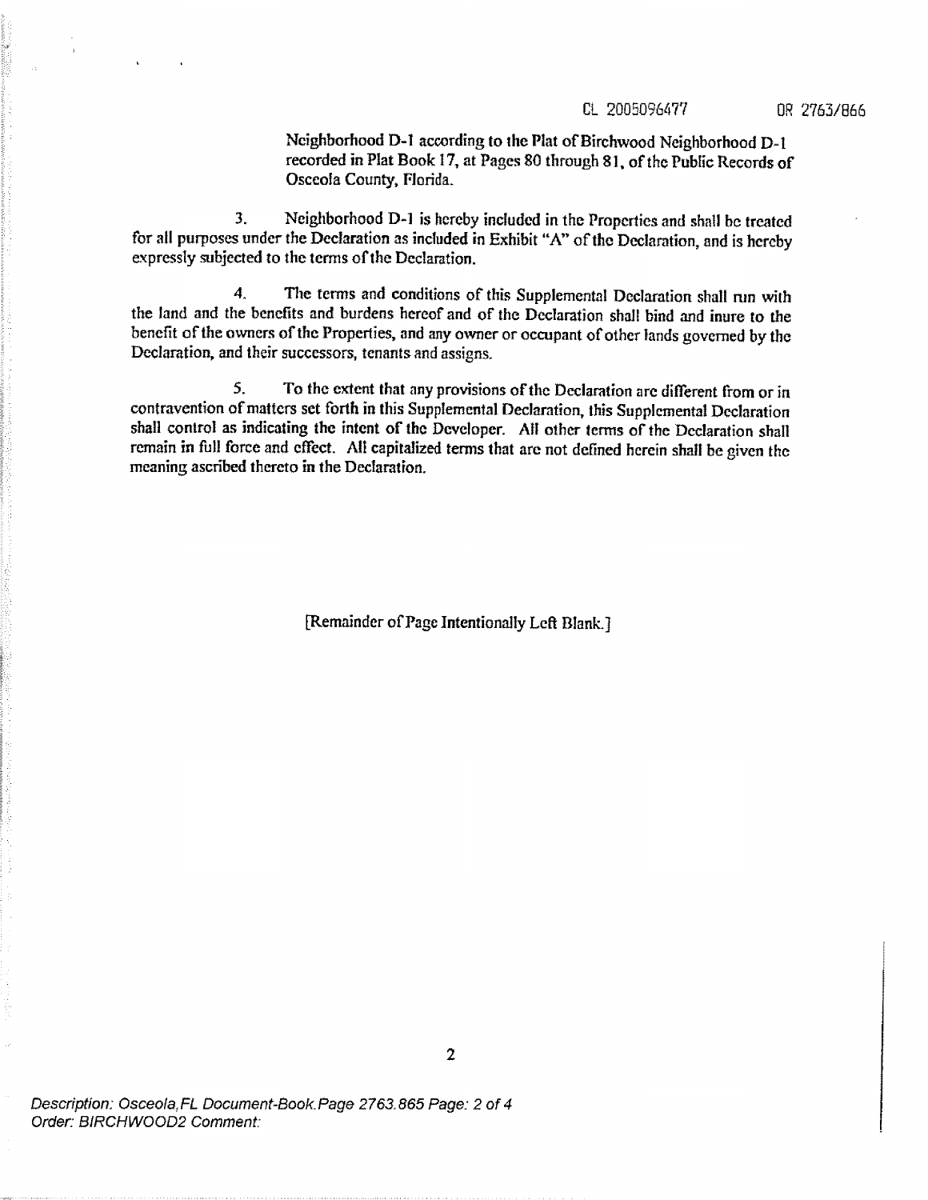Neighborhood D-1 according to the Plat of Birchwood Neighborhood D-1 recorded in Plat Book 17, at Pages 80 through 81, of the Public Records of Osceola County, Florida.

3. Neighborhood D-1 is hereby included in the Properties and shall be treated for all purposes under the Declaration as included in Exhibit "A" of the Declaration, and is hereby expressly subjected to the terms of the Declaration.

4. The terms and conditions of this Supplemental Declaration shall run with the land and the benefits and burdens hereof and of the Declaration shall bind and inure to the benefit of the owners of the Properties, and any owner or occupant of other lands governed by the Declaration, and their successors, tenants and assigns.

5. To the extent that any provisions of the Declaration are different from or in contravention of matters set forth in this Supplemental Declaration, this Supplemental Declaration shall control as indicating the intent of the Developer. All other terms of the Declaration shall remain in full force and effect. All capitalized terms that are not defined herein shall be given the meaning ascribed thereto in the Declaration.

[Remainder of Page Intentionally Left Blank.]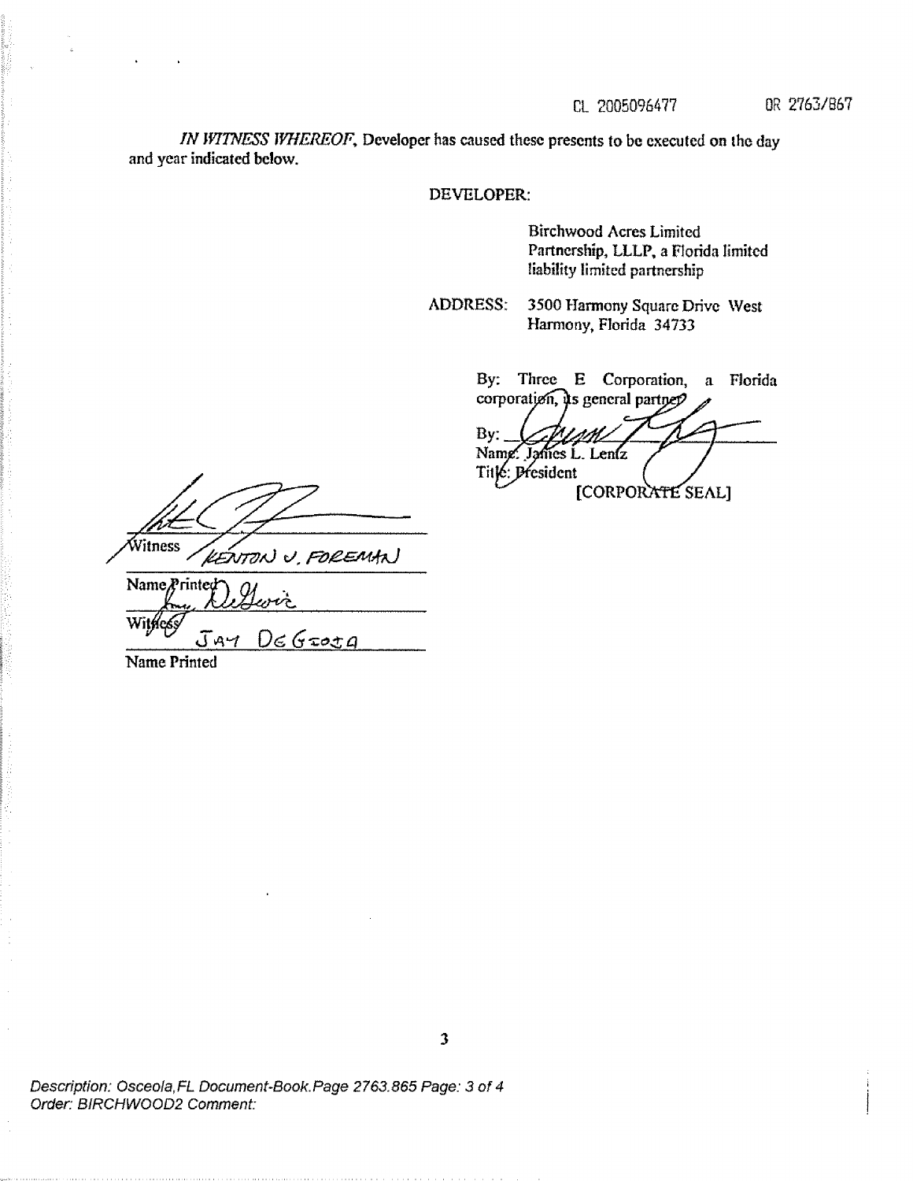CL 2005096477 OR 2763/867

*IN WITNESS WHEREOF*, Developer has caused these presents to be executed on the day and year indicated below.

DEVELOPER:

Birchwood Acres Limited Partnership, LLLP, a Florida limited liability limited partnership

ADDRESS: 3500 Harmony Square Drive West
Harmony, Florida 34733

By: Three E Corporation, a Florida corporation, its general partner

By: ______________________
Name: James L. Lentz
Title: President
[CORPORATE SEAL]

______________________
Witness

KENTON J. FOREMAN
Name Printed

______________________
Witness

JAY DeGIOIA
Name Printed

Description: Osceola,FL Document-Book.Page 2763.865 Page: 3 of 4
Order: BIRCHWOOD2 Comment: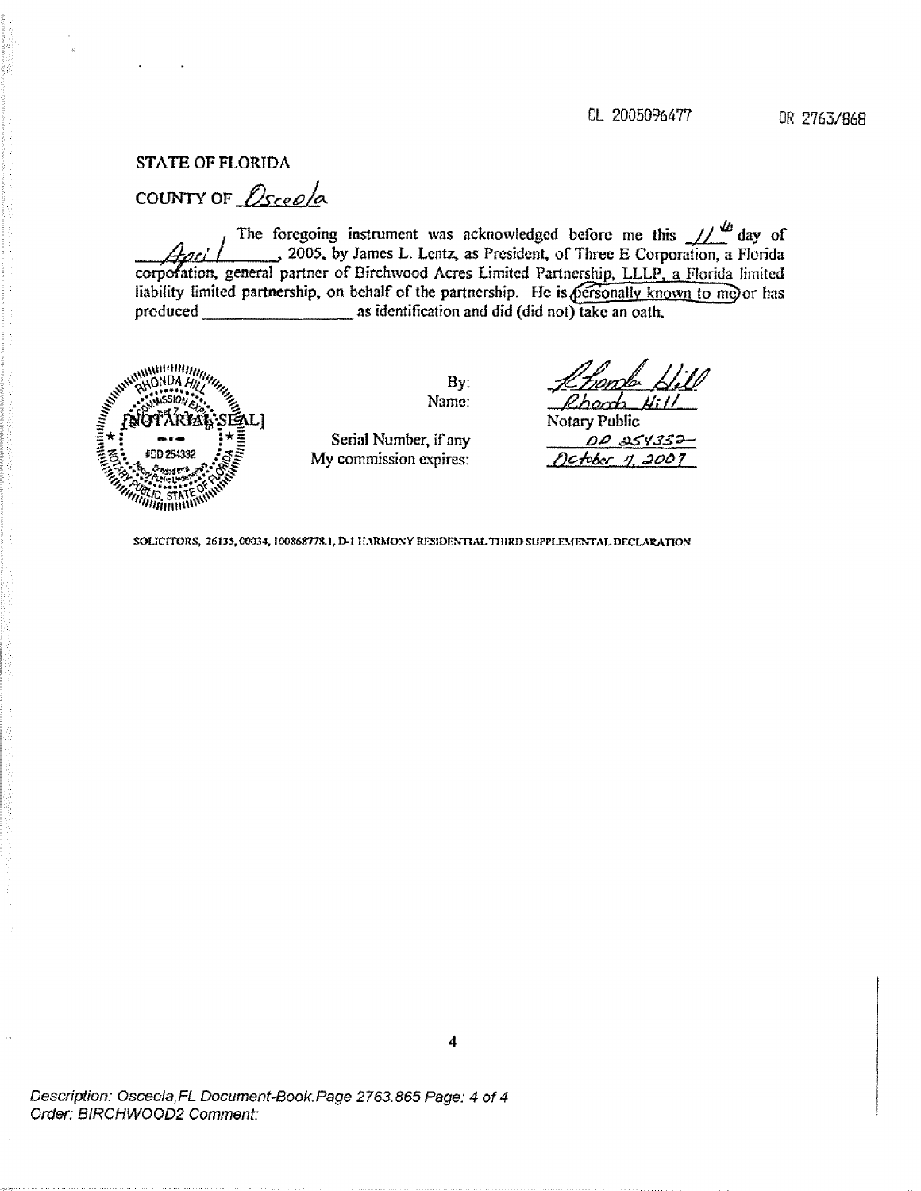CL 2005096477 OR 2763/868

STATE OF FLORIDA

COUNTY OF Osceola

April, The foregoing instrument was acknowledged before me this 11th day of April, 2005, by James L. Lentz, as President, of Three E Corporation, a Florida corporation, general partner of Birchwood Acres Limited Partnership, LLLP, a Florida limited liability limited partnership, on behalf of the partnership. He is personally known to me or has produced ________________ as identification and did (did not) take an oath.

[NOTARIAL SEAL]

RHONDA HILL
#DD 254332
NOTARY PUBLIC, STATE OF FLORIDA

By: Rhonda Hill
Name: Rhonda Hill
Notary Public
Serial Number, if any: DD 254332
My commission expires: October 7, 2007

SOLICITORS, 26135, 00034, 100868778.1, D-1 HARMONY RESIDENTIAL THIRD SUPPLEMENTAL DECLARATION

Description: Osceola,FL Document-Book.Page 2763.865 Page: 4 of 4
Order: BIRCHWOOD2 Comment: